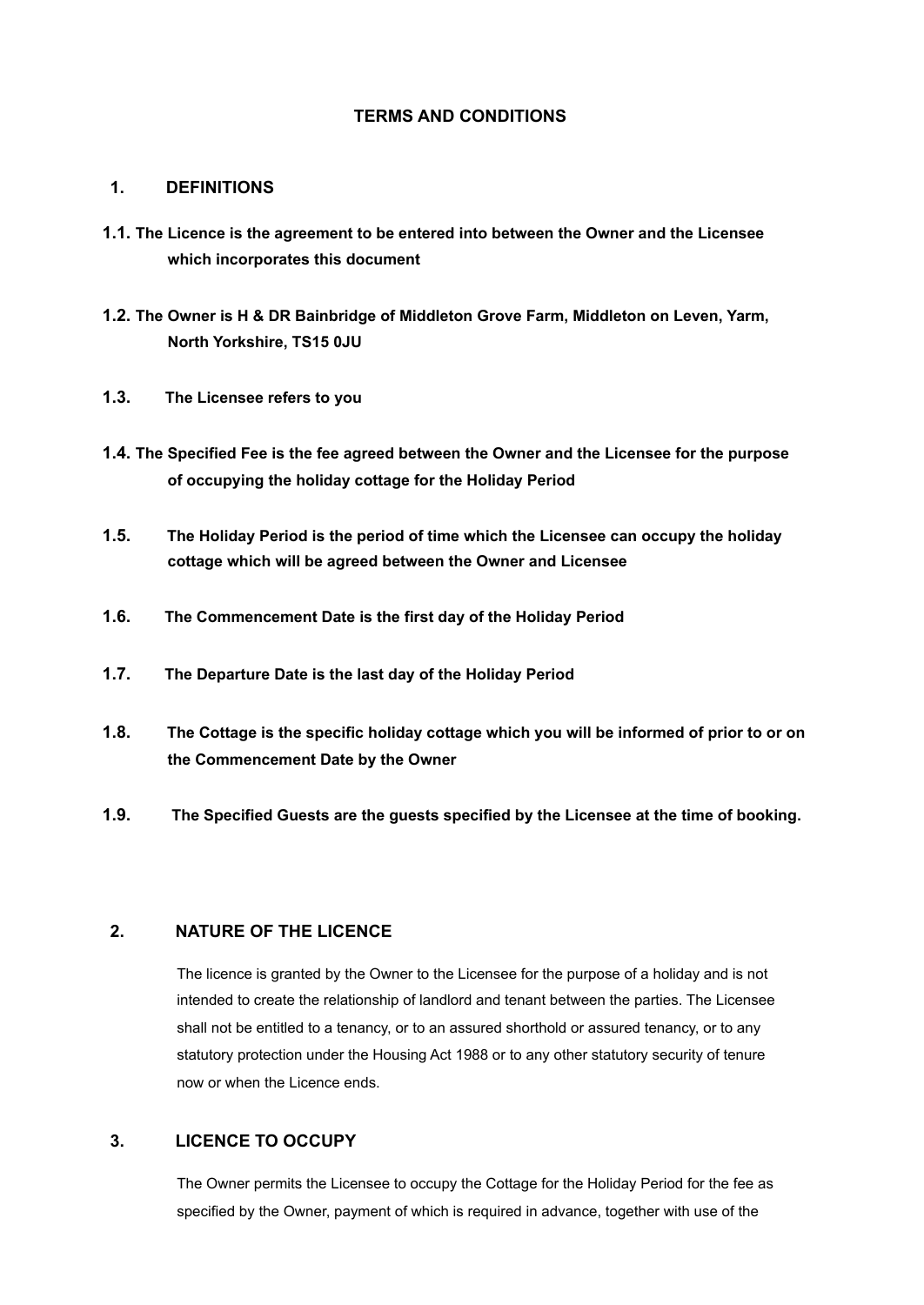# TERMS AND CONDITIONS

## 1. DEFINITIONS

**1.1. The Licence is the agreement to be entered into between the Owner and the Licensee which incorporates this document**

**1.2. The Owner is H & DR Bainbridge of Middleton Grove Farm, Middleton on Leven, Yarm, North Yorkshire, TS15 0JU**

**1.3. The Licensee refers to you**

**1.4. The Specified Fee is the fee agreed between the Owner and the Licensee for the purpose of occupying the holiday cottage for the Holiday Period**

**1.5. The Holiday Period is the period of time which the Licensee can occupy the holiday cottage which will be agreed between the Owner and Licensee**

**1.6. The Commencement Date is the first day of the Holiday Period**

**1.7. The Departure Date is the last day of the Holiday Period**

**1.8. The Cottage is the specific holiday cottage which you will be informed of prior to or on the Commencement Date by the Owner**

**1.9. The Specified Guests are the guests specified by the Licensee at the time of booking.**

## 2. NATURE OF THE LICENCE

The licence is granted by the Owner to the Licensee for the purpose of a holiday and is not intended to create the relationship of landlord and tenant between the parties. The Licensee shall not be entitled to a tenancy, or to an assured shorthold or assured tenancy, or to any statutory protection under the Housing Act 1988 or to any other statutory security of tenure now or when the Licence ends.

## 3. LICENCE TO OCCUPY

The Owner permits the Licensee to occupy the Cottage for the Holiday Period for the fee as specified by the Owner, payment of which is required in advance, together with use of the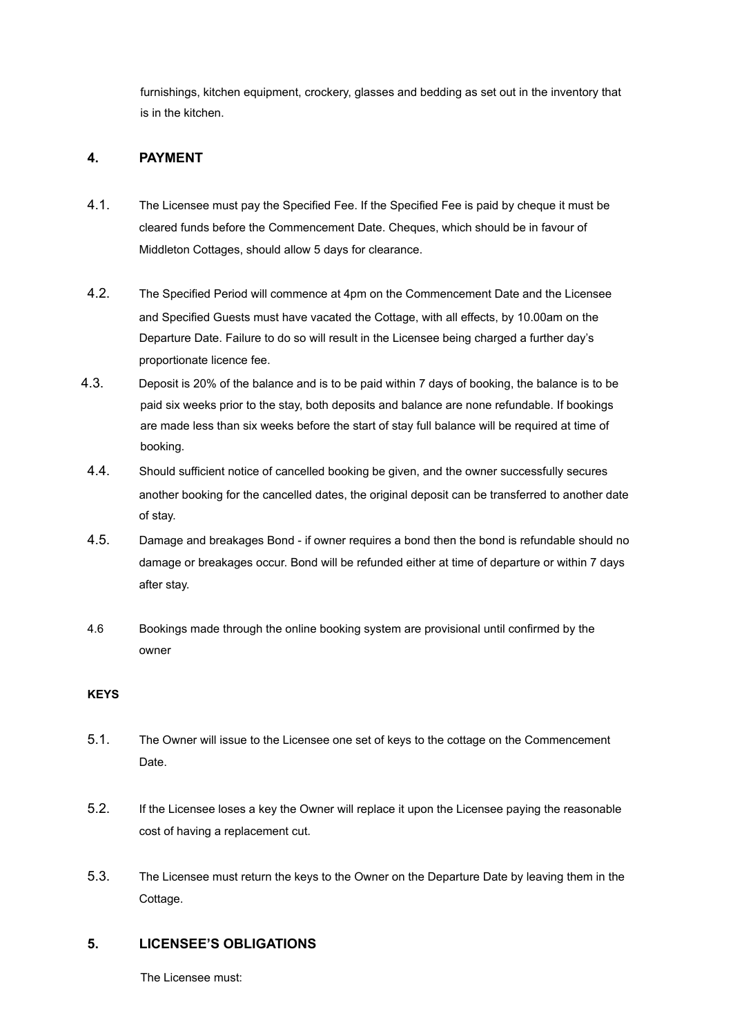furnishings, kitchen equipment, crockery, glasses and bedding as set out in the inventory that is in the kitchen.

## 4. PAYMENT

4.1. The Licensee must pay the Specified Fee. If the Specified Fee is paid by cheque it must be cleared funds before the Commencement Date. Cheques, which should be in favour of Middleton Cottages, should allow 5 days for clearance.

4.2. The Specified Period will commence at 4pm on the Commencement Date and the Licensee and Specified Guests must have vacated the Cottage, with all effects, by 10.00am on the Departure Date. Failure to do so will result in the Licensee being charged a further day's proportionate licence fee.

4.3. Deposit is 20% of the balance and is to be paid within 7 days of booking, the balance is to be paid six weeks prior to the stay, both deposits and balance are none refundable. If bookings are made less than six weeks before the start of stay full balance will be required at time of booking.

4.4. Should sufficient notice of cancelled booking be given, and the owner successfully secures another booking for the cancelled dates, the original deposit can be transferred to another date of stay.

4.5. Damage and breakages Bond - if owner requires a bond then the bond is refundable should no damage or breakages occur. Bond will be refunded either at time of departure or within 7 days after stay.

4.6 Bookings made through the online booking system are provisional until confirmed by the owner

**KEYS**

5.1. The Owner will issue to the Licensee one set of keys to the cottage on the Commencement Date.

5.2. If the Licensee loses a key the Owner will replace it upon the Licensee paying the reasonable cost of having a replacement cut.

5.3. The Licensee must return the keys to the Owner on the Departure Date by leaving them in the Cottage.

## 5. LICENSEE'S OBLIGATIONS

The Licensee must: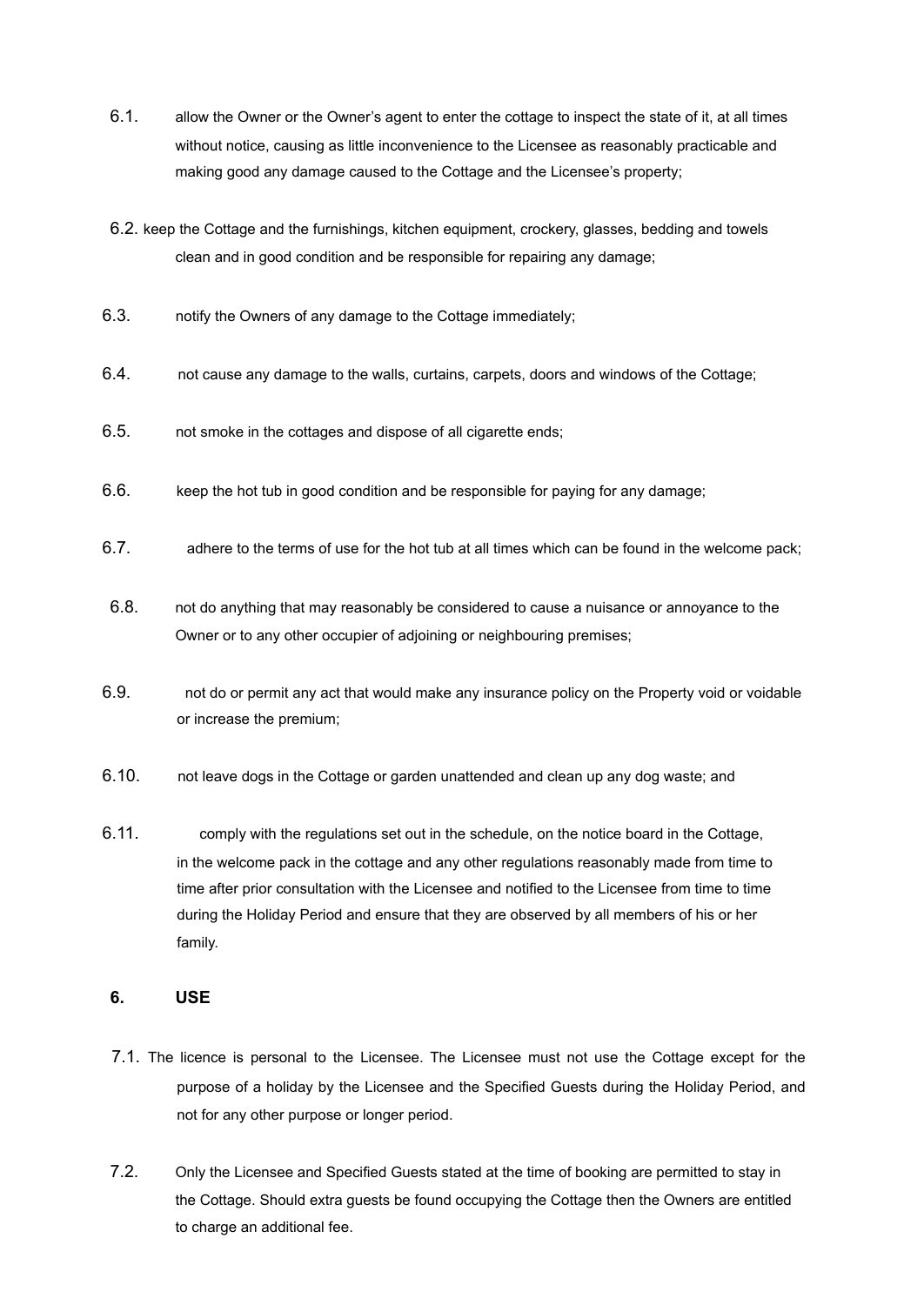6.1. allow the Owner or the Owner's agent to enter the cottage to inspect the state of it, at all times without notice, causing as little inconvenience to the Licensee as reasonably practicable and making good any damage caused to the Cottage and the Licensee's property;

6.2. keep the Cottage and the furnishings, kitchen equipment, crockery, glasses, bedding and towels clean and in good condition and be responsible for repairing any damage;

6.3. notify the Owners of any damage to the Cottage immediately;

6.4. not cause any damage to the walls, curtains, carpets, doors and windows of the Cottage;

6.5. not smoke in the cottages and dispose of all cigarette ends;

6.6. keep the hot tub in good condition and be responsible for paying for any damage;

6.7. adhere to the terms of use for the hot tub at all times which can be found in the welcome pack;

6.8. not do anything that may reasonably be considered to cause a nuisance or annoyance to the Owner or to any other occupier of adjoining or neighbouring premises;

6.9. not do or permit any act that would make any insurance policy on the Property void or voidable or increase the premium;

6.10. not leave dogs in the Cottage or garden unattended and clean up any dog waste; and

6.11. comply with the regulations set out in the schedule, on the notice board in the Cottage, in the welcome pack in the cottage and any other regulations reasonably made from time to time after prior consultation with the Licensee and notified to the Licensee from time to time during the Holiday Period and ensure that they are observed by all members of his or her family.

**6. USE**

7.1. The licence is personal to the Licensee. The Licensee must not use the Cottage except for the purpose of a holiday by the Licensee and the Specified Guests during the Holiday Period, and not for any other purpose or longer period.

7.2. Only the Licensee and Specified Guests stated at the time of booking are permitted to stay in the Cottage. Should extra guests be found occupying the Cottage then the Owners are entitled to charge an additional fee.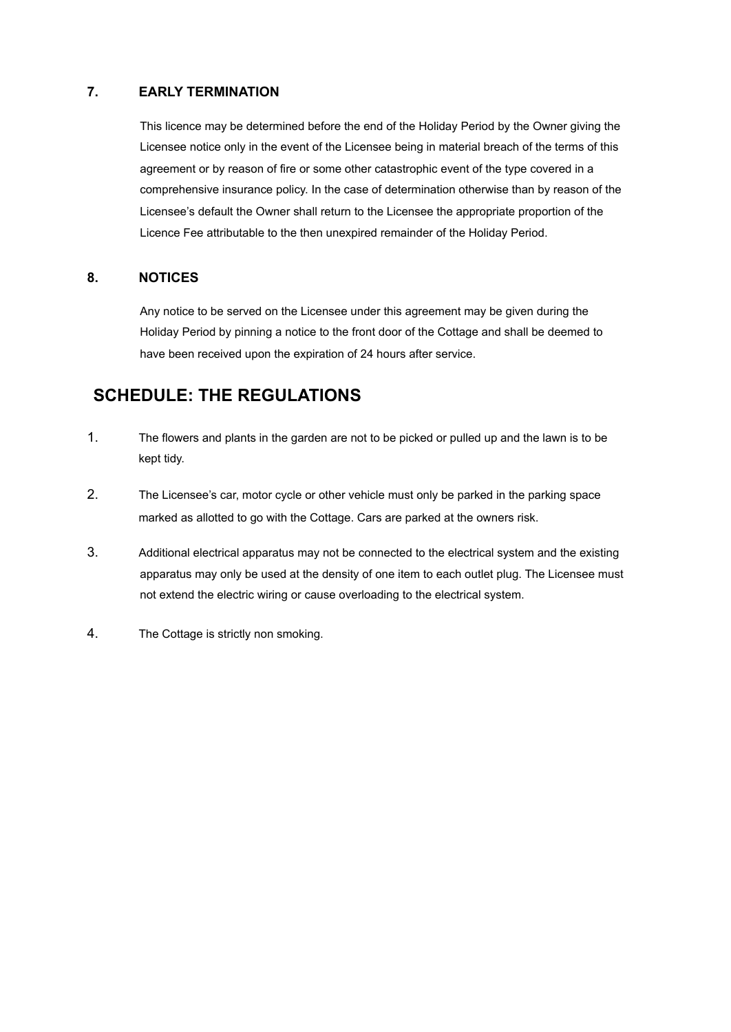## 7. EARLY TERMINATION

This licence may be determined before the end of the Holiday Period by the Owner giving the Licensee notice only in the event of the Licensee being in material breach of the terms of this agreement or by reason of fire or some other catastrophic event of the type covered in a comprehensive insurance policy. In the case of determination otherwise than by reason of the Licensee's default the Owner shall return to the Licensee the appropriate proportion of the Licence Fee attributable to the then unexpired remainder of the Holiday Period.

## 8. NOTICES

Any notice to be served on the Licensee under this agreement may be given during the Holiday Period by pinning a notice to the front door of the Cottage and shall be deemed to have been received upon the expiration of 24 hours after service.

# SCHEDULE: THE REGULATIONS

1. The flowers and plants in the garden are not to be picked or pulled up and the lawn is to be kept tidy.

2. The Licensee's car, motor cycle or other vehicle must only be parked in the parking space marked as allotted to go with the Cottage. Cars are parked at the owners risk.

3. Additional electrical apparatus may not be connected to the electrical system and the existing apparatus may only be used at the density of one item to each outlet plug. The Licensee must not extend the electric wiring or cause overloading to the electrical system.

4. The Cottage is strictly non smoking.